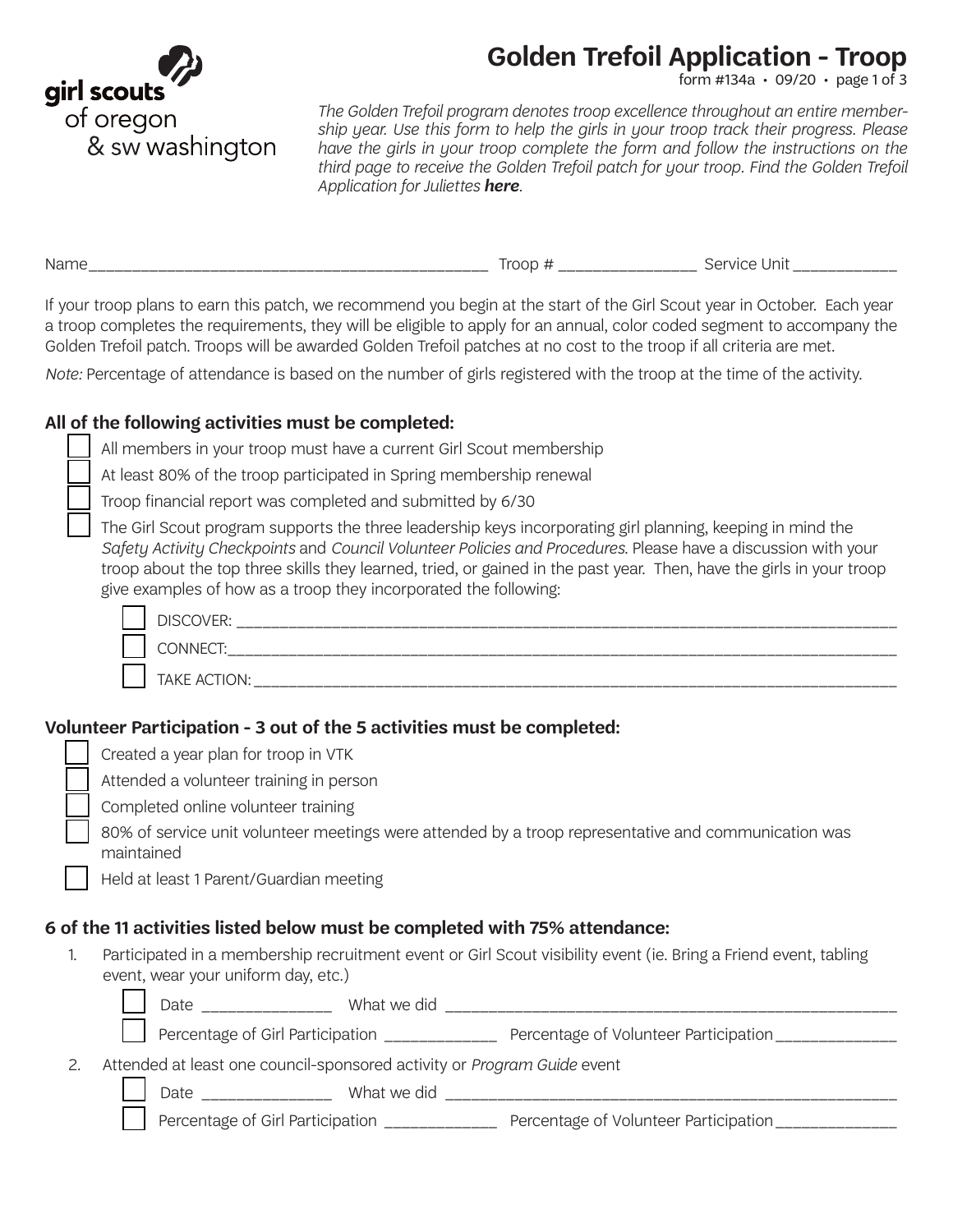girl scouts
of oregon
& sw washington

# Golden Trefoil Application - Troop

form #134a • 09/20

*The Golden Trefoil program denotes troop excellence throughout an entire membership year. Use this form to help the girls in your troop track their progress. Please have the girls in your troop complete the form and follow the instructions on the third page to receive the Golden Trefoil patch for your troop. Find the Golden Trefoil Application for Juliettes* ***here****.*

Name_____________________________________________ Troop # _______________ Service Unit ___________

If your troop plans to earn this patch, we recommend you begin at the start of the Girl Scout year in October. Each year a troop completes the requirements, they will be eligible to apply for an annual, color coded segment to accompany the Golden Trefoil patch. Troops will be awarded Golden Trefoil patches at no cost to the troop if all criteria are met.

*Note:* Percentage of attendance is based on the number of girls registered with the troop at the time of the activity.

### All of the following activities must be completed:

- ☐ All members in your troop must have a current Girl Scout membership
- ☐ At least 80% of the troop participated in Spring membership renewal
- ☐ Troop financial report was completed and submitted by 6/30
- ☐ The Girl Scout program supports the three leadership keys incorporating girl planning, keeping in mind the *Safety Activity Checkpoints* and *Council Volunteer Policies and Procedures*. Please have a discussion with your troop about the top three skills they learned, tried, or gained in the past year. Then, have the girls in your troop give examples of how as a troop they incorporated the following:
  - ☐ DISCOVER: ______________________________________________________________________________
  - ☐ CONNECT:______________________________________________________________________________
  - ☐ TAKE ACTION: ___________________________________________________________________________

### Volunteer Participation - 3 out of the 5 activities must be completed:

- ☐ Created a year plan for troop in VTK
- ☐ Attended a volunteer training in person
- ☐ Completed online volunteer training
- ☐ 80% of service unit volunteer meetings were attended by a troop representative and communication was maintained
- ☐ Held at least 1 Parent/Guardian meeting

### 6 of the 11 activities listed below must be completed with 75% attendance:

1. Participated in a membership recruitment event or Girl Scout visibility event (ie. Bring a Friend event, tabling event, wear your uniform day, etc.)
   - ☐ Date _______________ What we did ______________________________________________________
   - ☐ Percentage of Girl Participation _____________ Percentage of Volunteer Participation_____________
2. Attended at least one council-sponsored activity or *Program Guide* event
   - ☐ Date _______________ What we did ______________________________________________________
   - ☐ Percentage of Girl Participation _____________ Percentage of Volunteer Participation_____________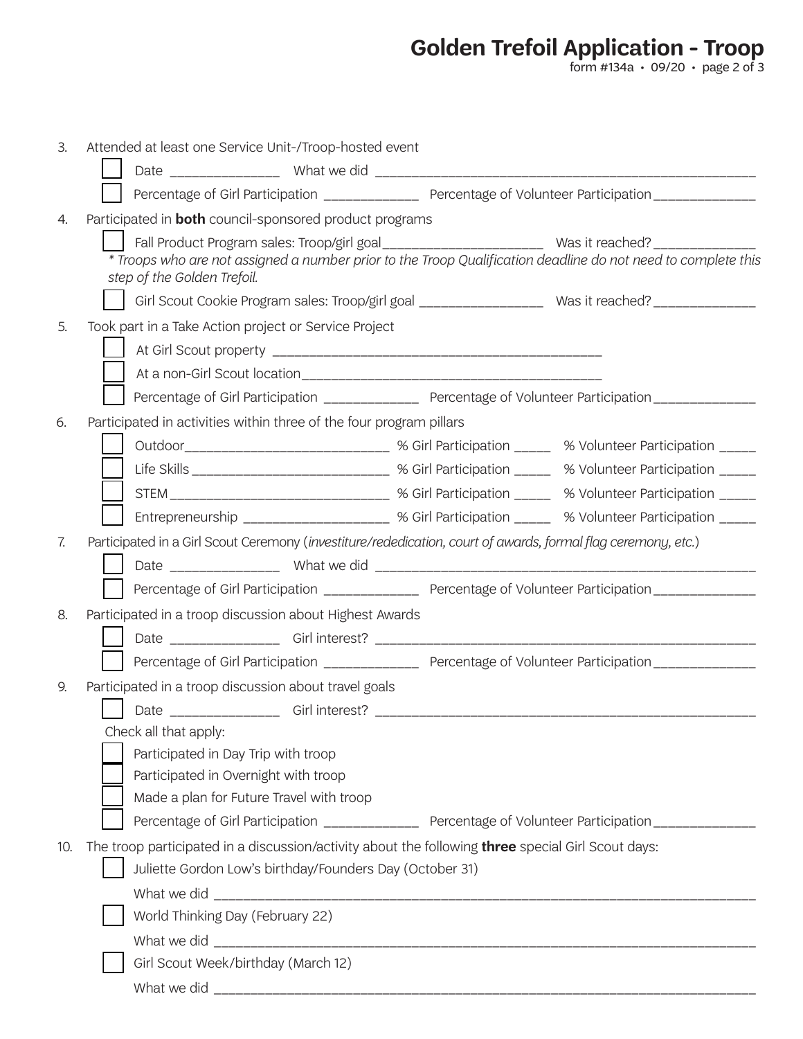# Golden Trefoil Application - Troop

form #134a • 09/20

3. Attended at least one Service Unit-/Troop-hosted event
   - ☐ Date _______________ What we did _______________
   - ☐ Percentage of Girl Participation _____________ Percentage of Volunteer Participation _____________

4. Participated in **both** council-sponsored product programs
   - ☐ Fall Product Program sales: Troop/girl goal ____________________ Was it reached? _____________

     *\* Troops who are not assigned a number prior to the Troop Qualification deadline do not need to complete this step of the Golden Trefoil.*
   - ☐ Girl Scout Cookie Program sales: Troop/girl goal _______________ Was it reached? _____________

5. Took part in a Take Action project or Service Project
   - ☐ At Girl Scout property _______________
   - ☐ At a non-Girl Scout location _______________
   - ☐ Percentage of Girl Participation _____________ Percentage of Volunteer Participation _____________

6. Participated in activities within three of the four program pillars
   - ☐ Outdoor _______________ % Girl Participation _____ % Volunteer Participation _____
   - ☐ Life Skills _______________ % Girl Participation _____ % Volunteer Participation _____
   - ☐ STEM _______________ % Girl Participation _____ % Volunteer Participation _____
   - ☐ Entrepreneurship _______________ % Girl Participation _____ % Volunteer Participation _____

7. Participated in a Girl Scout Ceremony (*investiture/rededication, court of awards, formal flag ceremony, etc.*)
   - ☐ Date _______________ What we did _______________
   - ☐ Percentage of Girl Participation _____________ Percentage of Volunteer Participation _____________

8. Participated in a troop discussion about Highest Awards
   - ☐ Date _______________ Girl interest? _______________
   - ☐ Percentage of Girl Participation _____________ Percentage of Volunteer Participation _____________

9. Participated in a troop discussion about travel goals
   - ☐ Date _______________ Girl interest? _______________

   Check all that apply:
   - ☐ Participated in Day Trip with troop
   - ☐ Participated in Overnight with troop
   - ☐ Made a plan for Future Travel with troop
   - ☐ Percentage of Girl Participation _____________ Percentage of Volunteer Participation _____________

10. The troop participated in a discussion/activity about the following **three** special Girl Scout days:
    - ☐ Juliette Gordon Low's birthday/Founders Day (October 31)

      What we did _______________
    - ☐ World Thinking Day (February 22)

      What we did _______________
    - ☐ Girl Scout Week/birthday (March 12)

      What we did _______________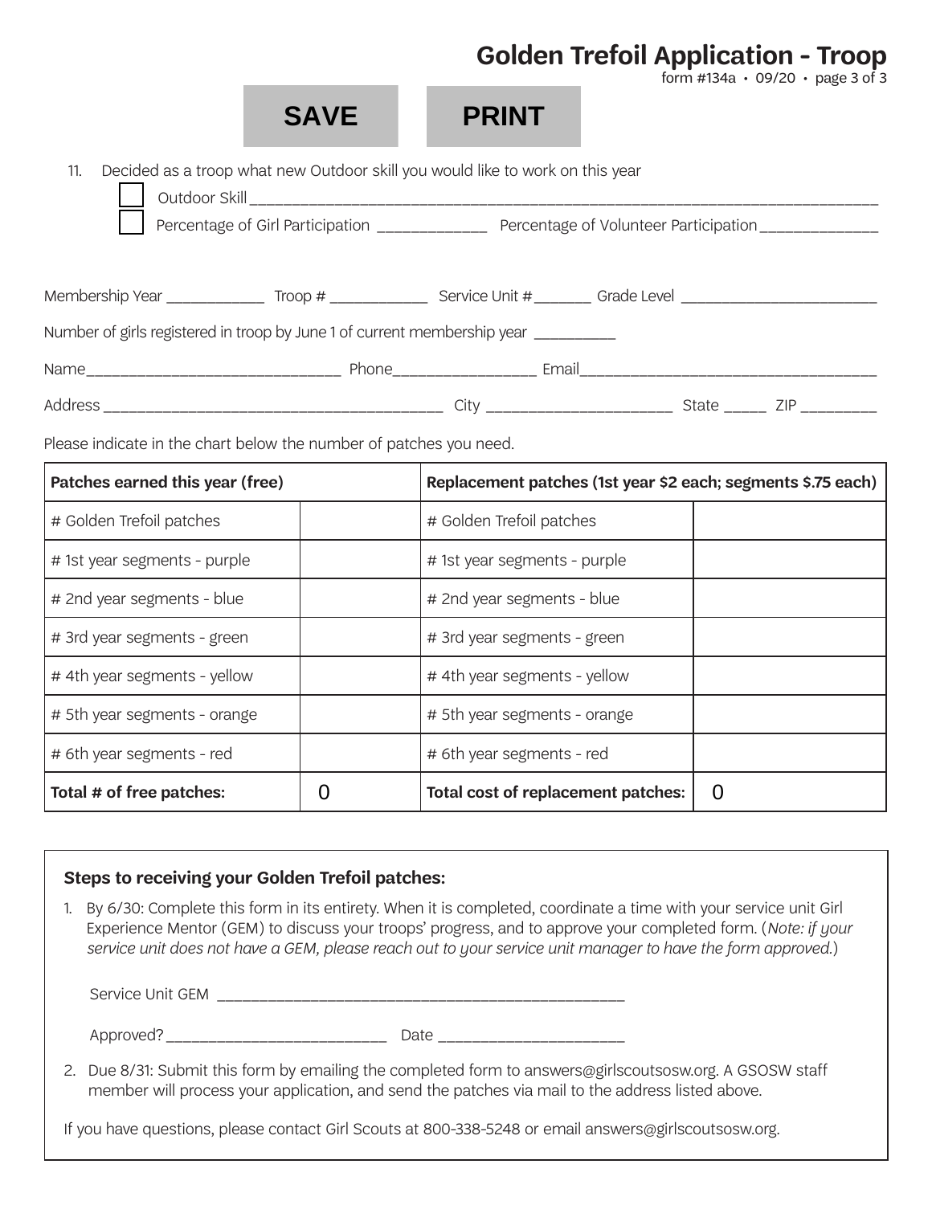# Golden Trefoil Application - Troop

form #134a • 09/20

SAVE PRINT

11. Decided as a troop what new Outdoor skill you would like to work on this year
    - ☐ Outdoor Skill ____________________________________________________________________________
    - ☐ Percentage of Girl Participation _____________ Percentage of Volunteer Participation _____________

Membership Year ____________ Troop # ____________ Service Unit # _______ Grade Level _______________________

Number of girls registered in troop by June 1 of current membership year __________

Name______________________________ Phone_________________ Email___________________________________

Address ________________________________________ City ______________________ State _____ ZIP _________

Please indicate in the chart below the number of patches you need.

| **Patches earned this year (free)** | | **Replacement patches (1st year $2 each; segments $.75 each)** | |
|---|---|---|---|
| # Golden Trefoil patches | | # Golden Trefoil patches | |
| # 1st year segments - purple | | # 1st year segments - purple | |
| # 2nd year segments - blue | | # 2nd year segments - blue | |
| # 3rd year segments - green | | # 3rd year segments - green | |
| # 4th year segments - yellow | | # 4th year segments - yellow | |
| # 5th year segments - orange | | # 5th year segments - orange | |
| # 6th year segments - red | | # 6th year segments - red | |
| **Total # of free patches:** | 0 | **Total cost of replacement patches:** | 0 |

### Steps to receiving your Golden Trefoil patches:

1. By 6/30: Complete this form in its entirety. When it is completed, coordinate a time with your service unit Girl Experience Mentor (GEM) to discuss your troops' progress, and to approve your completed form. (*Note: if your service unit does not have a GEM, please reach out to your service unit manager to have the form approved.*)

   Service Unit GEM ________________________________________________

   Approved? __________________________ Date ______________________

2. Due 8/31: Submit this form by emailing the completed form to answers@girlscoutsosw.org. A GSOSW staff member will process your application, and send the patches via mail to the address listed above.

If you have questions, please contact Girl Scouts at 800-338-5248 or email answers@girlscoutsosw.org.